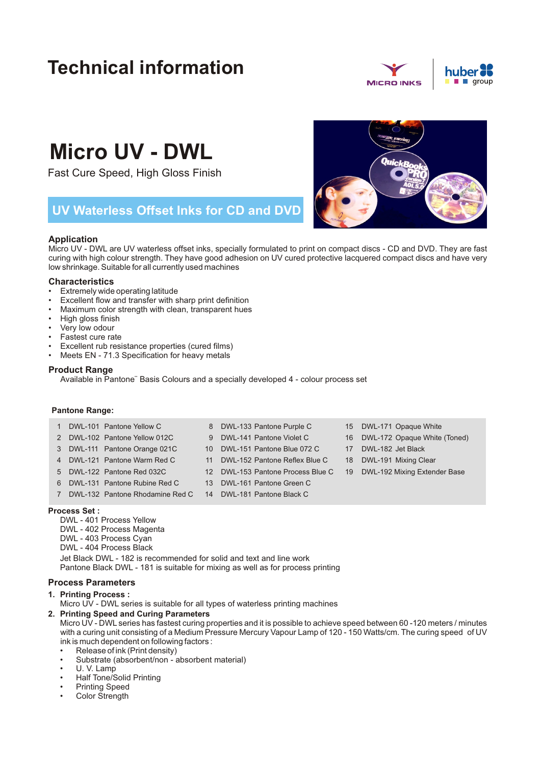# Technical information

MICRO INKS

huber group

# Micro UV - DWL

Fast Cure Speed, High Gloss Finish

## UV Waterless Offset Inks for CD and DVD

### Application

Micro UV - DWL are UV waterless offset inks, specially formulated to print on compact discs - CD and DVD. They are fast curing with high colour strength. They have good adhesion on UV cured protective lacquered compact discs and have very low shrinkage. Suitable for all currently used machines

### Characteristics

- Extremely wide operating latitude
- Excellent flow and transfer with sharp print definition
- Maximum color strength with clean, transparent hues
- High gloss finish
- Very low odour
- Fastest cure rate
- Excellent rub resistance properties (cured films)
- Meets EN - 71.3 Specification for heavy metals

### Product Range

Available in Pantone¨ Basis Colours and a specially developed 4 - colour process set

**Pantone Range:**

| | | | | | |
|---|---|---|---|---|---|
| 1 | DWL-101 Pantone Yellow C | 8 | DWL-133 Pantone Purple C | 15 | DWL-171 Opaque White |
| 2 | DWL-102 Pantone Yellow 012C | 9 | DWL-141 Pantone Violet C | 16 | DWL-172 Opaque White (Toned) |
| 3 | DWL-111 Pantone Orange 021C | 10 | DWL-151 Pantone Blue 072 C | 17 | DWL-182 Jet Black |
| 4 | DWL-121 Pantone Warm Red C | 11 | DWL-152 Pantone Reflex Blue C | 18 | DWL-191 Mixing Clear |
| 5 | DWL-122 Pantone Red 032C | 12 | DWL-153 Pantone Process Blue C | 19 | DWL-192 Mixing Extender Base |
| 6 | DWL-131 Pantone Rubine Red C | 13 | DWL-161 Pantone Green C | | |
| 7 | DWL-132 Pantone Rhodamine Red C | 14 | DWL-181 Pantone Black C | | |

**Process Set :**

DWL - 401 Process Yellow
DWL - 402 Process Magenta
DWL - 403 Process Cyan
DWL - 404 Process Black

Jet Black DWL - 182 is recommended for solid and text and line work
Pantone Black DWL - 181 is suitable for mixing as well as for process printing

### Process Parameters

1. **Printing Process :**
   Micro UV - DWL series is suitable for all types of waterless printing machines
2. **Printing Speed and Curing Parameters**
   Micro UV - DWL series has fastest curing properties and it is possible to achieve speed between 60 -120 meters / minutes with a curing unit consisting of a Medium Pressure Mercury Vapour Lamp of 120 - 150 Watts/cm. The curing speed of UV ink is much dependent on following factors :
   - Release of ink (Print density)
   - Substrate (absorbent/non - absorbent material)
   - U. V. Lamp
   - Half Tone/Solid Printing
   - Printing Speed
   - Color Strength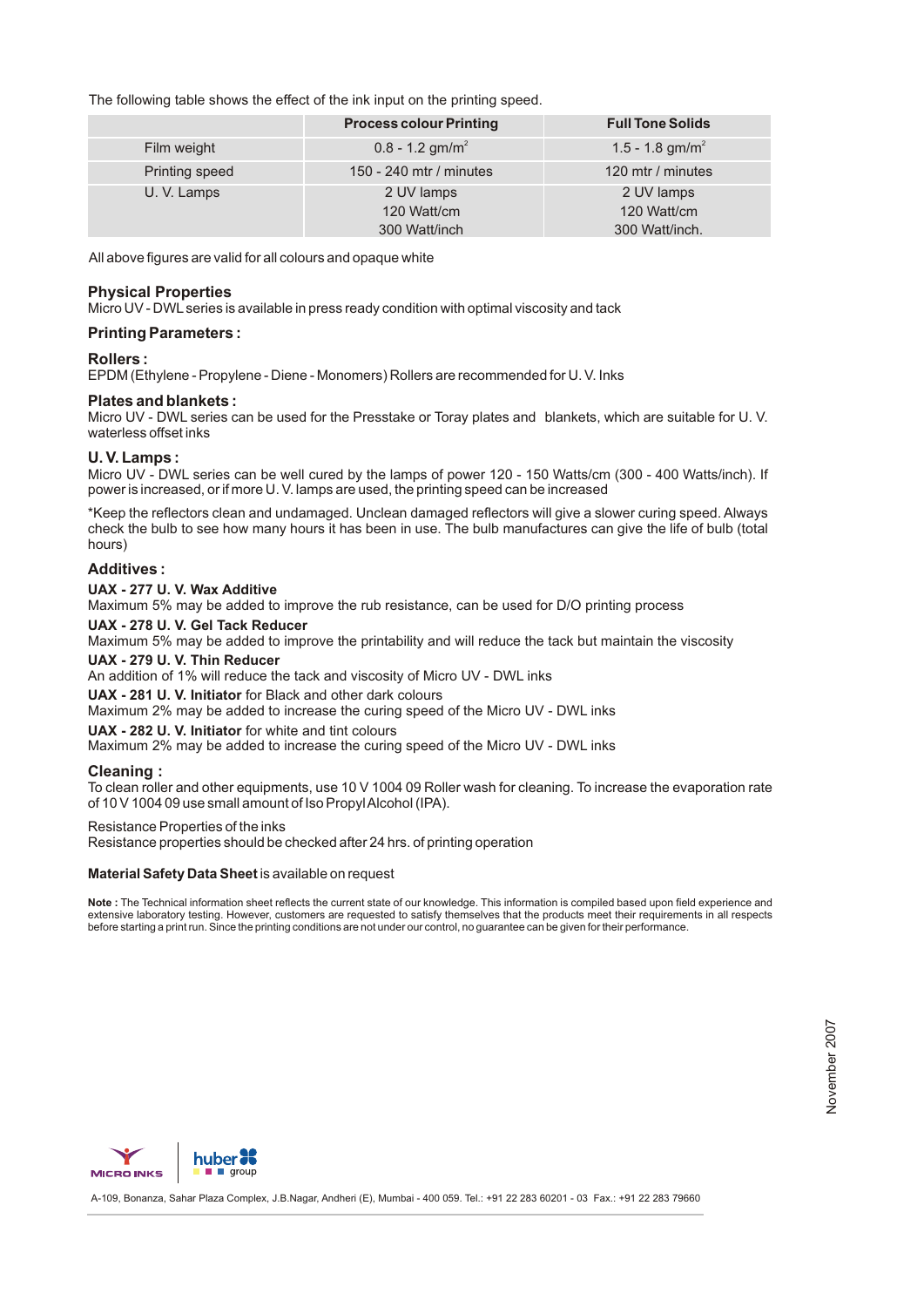The following table shows the effect of the ink input on the printing speed.

| | Process colour Printing | Full Tone Solids |
|---|---|---|
| Film weight | 0.8 - 1.2 gm/m$^2$ | 1.5 - 1.8 gm/m$^2$ |
| Printing speed | 150 - 240 mtr / minutes | 120 mtr / minutes |
| U. V. Lamps | 2 UV lamps<br>120 Watt/cm<br>300 Watt/inch | 2 UV lamps<br>120 Watt/cm<br>300 Watt/inch. |

All above figures are valid for all colours and opaque white

## Physical Properties

Micro UV - DWL series is available in press ready condition with optimal viscosity and tack

## Printing Parameters :

### Rollers :

EPDM (Ethylene - Propylene - Diene - Monomers) Rollers are recommended for U. V. Inks

### Plates and blankets :

Micro UV - DWL series can be used for the Presstake or Toray plates and blankets, which are suitable for U. V. waterless offset inks

### U. V. Lamps :

Micro UV - DWL series can be well cured by the lamps of power 120 - 150 Watts/cm (300 - 400 Watts/inch). If power is increased, or if more U. V. lamps are used, the printing speed can be increased

*Keep the reflectors clean and undamaged. Unclean damaged reflectors will give a slower curing speed. Always check the bulb to see how many hours it has been in use. The bulb manufactures can give the life of bulb (total hours)

## Additives :

**UAX - 277 U. V. Wax Additive**
Maximum 5% may be added to improve the rub resistance, can be used for D/O printing process

**UAX - 278 U. V. Gel Tack Reducer**
Maximum 5% may be added to improve the printability and will reduce the tack but maintain the viscosity

**UAX - 279 U. V. Thin Reducer**
An addition of 1% will reduce the tack and viscosity of Micro UV - DWL inks

**UAX - 281 U. V. Initiator** for Black and other dark colours
Maximum 2% may be added to increase the curing speed of the Micro UV - DWL inks

**UAX - 282 U. V. Initiator** for white and tint colours
Maximum 2% may be added to increase the curing speed of the Micro UV - DWL inks

## Cleaning :

To clean roller and other equipments, use 10 V 1004 09 Roller wash for cleaning. To increase the evaporation rate of 10 V 1004 09 use small amount of Iso Propyl Alcohol (IPA).

Resistance Properties of the inks
Resistance properties should be checked after 24 hrs. of printing operation

**Material Safety Data Sheet** is available on request

**Note :** The Technical information sheet reflects the current state of our knowledge. This information is compiled based upon field experience and extensive laboratory testing. However, customers are requested to satisfy themselves that the products meet their requirements in all respects before starting a print run. Since the printing conditions are not under our control, no guarantee can be given for their performance.

November 2007

MICRO INKS | huber group

A-109, Bonanza, Sahar Plaza Complex, J.B.Nagar, Andheri (E), Mumbai - 400 059. Tel.: +91 22 283 60201 - 03 Fax.: +91 22 283 79660